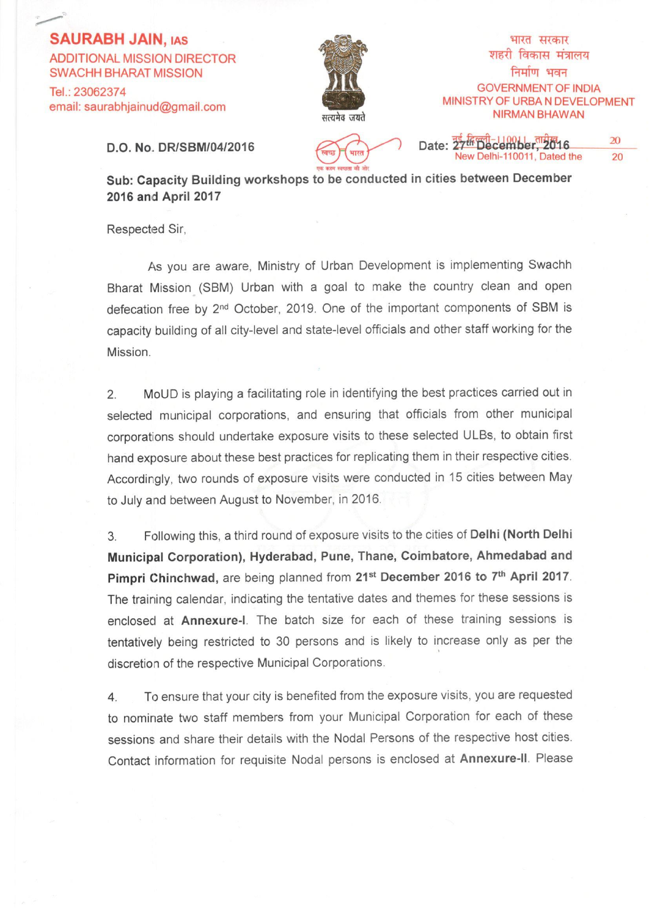**SAURABH JAIN, IAS**
ADDITIONAL MISSION DIRECTOR
SWACHH BHARAT MISSION
Tel.: 23062374
email: saurabhjainud@gmail.com

सत्यमेव जयते

भारत सरकार
शहरी विकास मंत्रालय
निर्माण भवन
GOVERNMENT OF INDIA
MINISTRY OF URBAN DEVELOPMENT
NIRMAN BHAWAN

**D.O. No. DR/SBM/04/2016**

Date: **27th December, 2016**
New Delhi-110011, Dated the

**Sub: Capacity Building workshops to be conducted in cities between December 2016 and April 2017**

Respected Sir,

As you are aware, Ministry of Urban Development is implementing Swachh Bharat Mission (SBM) Urban with a goal to make the country clean and open defecation free by 2nd October, 2019. One of the important components of SBM is capacity building of all city-level and state-level officials and other staff working for the Mission.

2. MoUD is playing a facilitating role in identifying the best practices carried out in selected municipal corporations, and ensuring that officials from other municipal corporations should undertake exposure visits to these selected ULBs, to obtain first hand exposure about these best practices for replicating them in their respective cities. Accordingly, two rounds of exposure visits were conducted in 15 cities between May to July and between August to November, in 2016.

3. Following this, a third round of exposure visits to the cities of **Delhi (North Delhi Municipal Corporation), Hyderabad, Pune, Thane, Coimbatore, Ahmedabad and Pimpri Chinchwad,** are being planned from **21st December 2016 to 7th April 2017**. The training calendar, indicating the tentative dates and themes for these sessions is enclosed at **Annexure-I**. The batch size for each of these training sessions is tentatively being restricted to 30 persons and is likely to increase only as per the discretion of the respective Municipal Corporations.

4. To ensure that your city is benefited from the exposure visits, you are requested to nominate two staff members from your Municipal Corporation for each of these sessions and share their details with the Nodal Persons of the respective host cities. Contact information for requisite Nodal persons is enclosed at **Annexure-II**. Please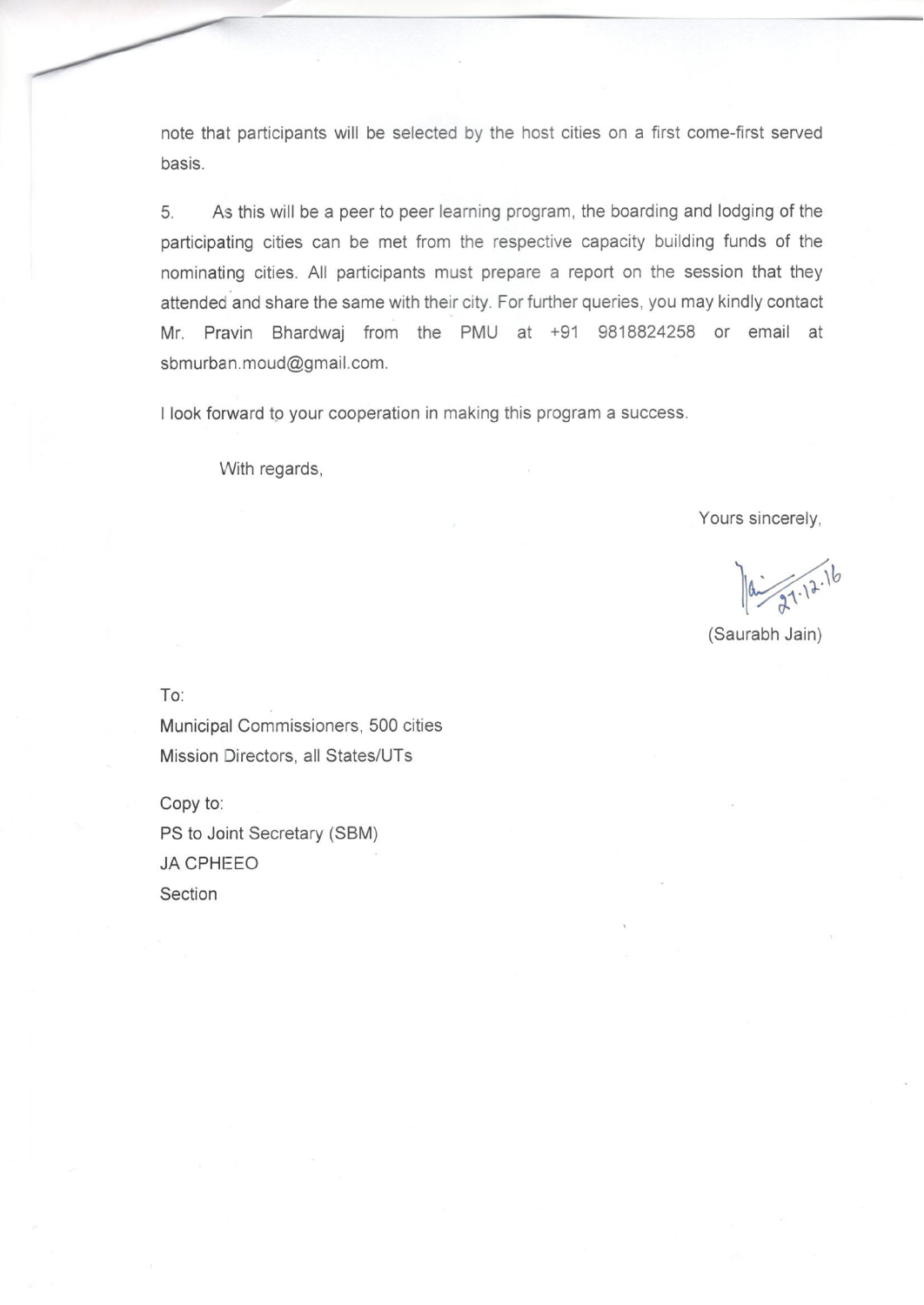note that participants will be selected by the host cities on a first come-first served basis.

5. As this will be a peer to peer learning program, the boarding and lodging of the participating cities can be met from the respective capacity building funds of the nominating cities. All participants must prepare a report on the session that they attended and share the same with their city. For further queries, you may kindly contact Mr. Pravin Bhardwaj from the PMU at +91 9818824258 or email at sbmurban.moud@gmail.com.

I look forward to your cooperation in making this program a success.

With regards,

Yours sincerely,

27.12.16

(Saurabh Jain)

To:
Municipal Commissioners, 500 cities
Mission Directors, all States/UTs

Copy to:
PS to Joint Secretary (SBM)
JA CPHEEO
Section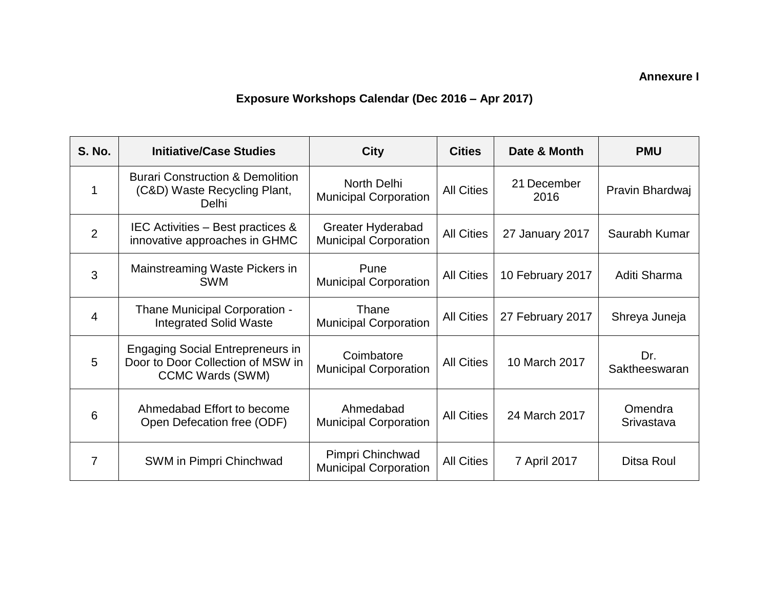**Annexure I**

## Exposure Workshops Calendar (Dec 2016 – Apr 2017)

| S. No. | Initiative/Case Studies | City | Cities | Date & Month | PMU |
|---|---|---|---|---|---|
| 1 | Burari Construction & Demolition (C&D) Waste Recycling Plant, Delhi | North Delhi Municipal Corporation | All Cities | 21 December 2016 | Pravin Bhardwaj |
| 2 | IEC Activities – Best practices & innovative approaches in GHMC | Greater Hyderabad Municipal Corporation | All Cities | 27 January 2017 | Saurabh Kumar |
| 3 | Mainstreaming Waste Pickers in SWM | Pune Municipal Corporation | All Cities | 10 February 2017 | Aditi Sharma |
| 4 | Thane Municipal Corporation - Integrated Solid Waste | Thane Municipal Corporation | All Cities | 27 February 2017 | Shreya Juneja |
| 5 | Engaging Social Entrepreneurs in Door to Door Collection of MSW in CCMC Wards (SWM) | Coimbatore Municipal Corporation | All Cities | 10 March 2017 | Dr. Saktheeswaran |
| 6 | Ahmedabad Effort to become Open Defecation free (ODF) | Ahmedabad Municipal Corporation | All Cities | 24 March 2017 | Omendra Srivastava |
| 7 | SWM in Pimpri Chinchwad | Pimpri Chinchwad Municipal Corporation | All Cities | 7 April 2017 | Ditsa Roul |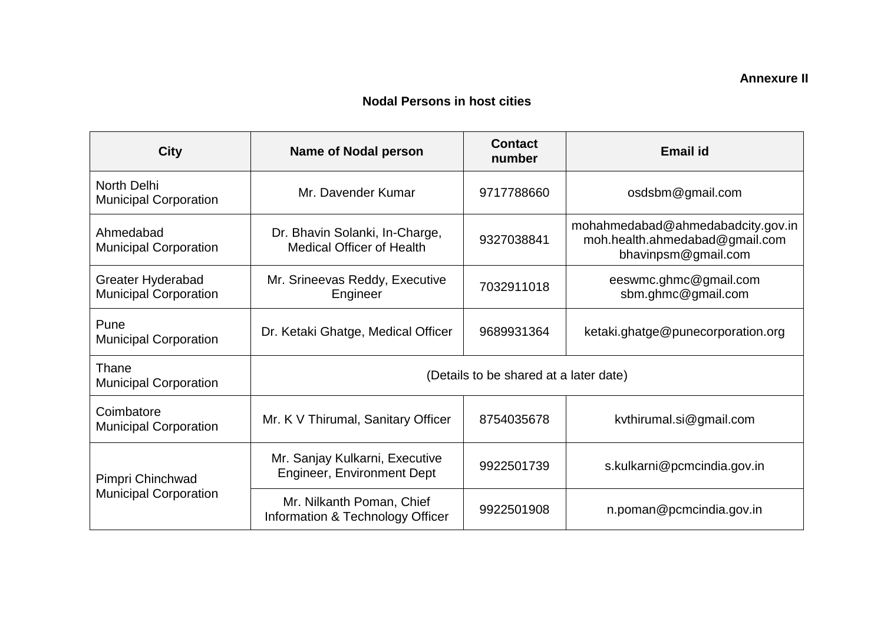**Annexure II**

**Nodal Persons in host cities**

| City | Name of Nodal person | Contact number | Email id |
|---|---|---|---|
| North Delhi Municipal Corporation | Mr. Davender Kumar | 9717788660 | osdsbm@gmail.com |
| Ahmedabad Municipal Corporation | Dr. Bhavin Solanki, In-Charge, Medical Officer of Health | 9327038841 | mohahmedabad@ahmedabadcity.gov.in moh.health.ahmedabad@gmail.com bhavinpsm@gmail.com |
| Greater Hyderabad Municipal Corporation | Mr. Srineevas Reddy, Executive Engineer | 7032911018 | eeswmc.ghmc@gmail.com sbm.ghmc@gmail.com |
| Pune Municipal Corporation | Dr. Ketaki Ghatge, Medical Officer | 9689931364 | ketaki.ghatge@punecorporation.org |
| Thane Municipal Corporation | (Details to be shared at a later date) | | |
| Coimbatore Municipal Corporation | Mr. K V Thirumal, Sanitary Officer | 8754035678 | kvthirumal.si@gmail.com |
| Pimpri Chinchwad Municipal Corporation | Mr. Sanjay Kulkarni, Executive Engineer, Environment Dept | 9922501739 | s.kulkarni@pcmcindia.gov.in |
| | Mr. Nilkanth Poman, Chief Information & Technology Officer | 9922501908 | n.poman@pcmcindia.gov.in |